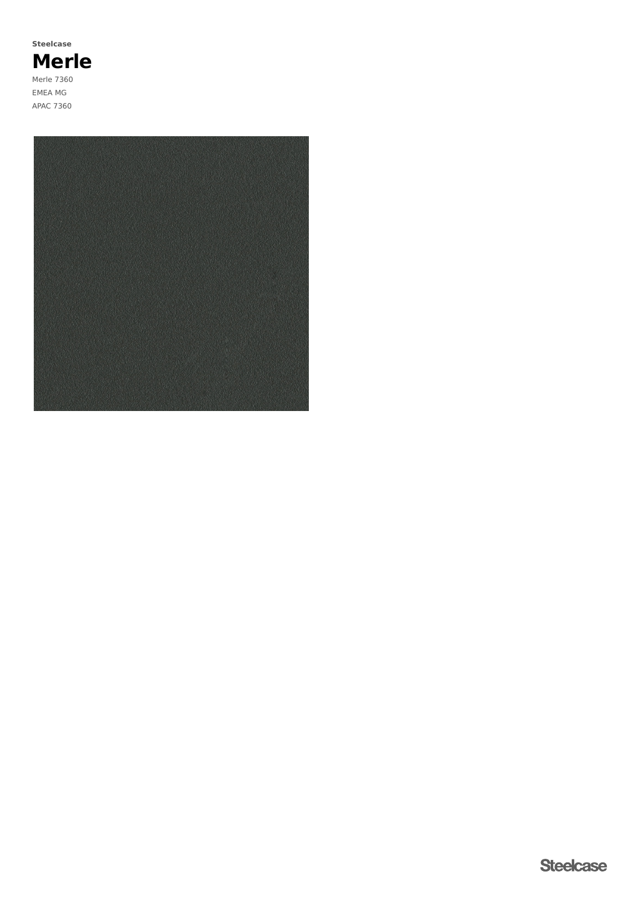**Steelcase**

# Merle

Merle 7360

EMEA MG

APAC 7360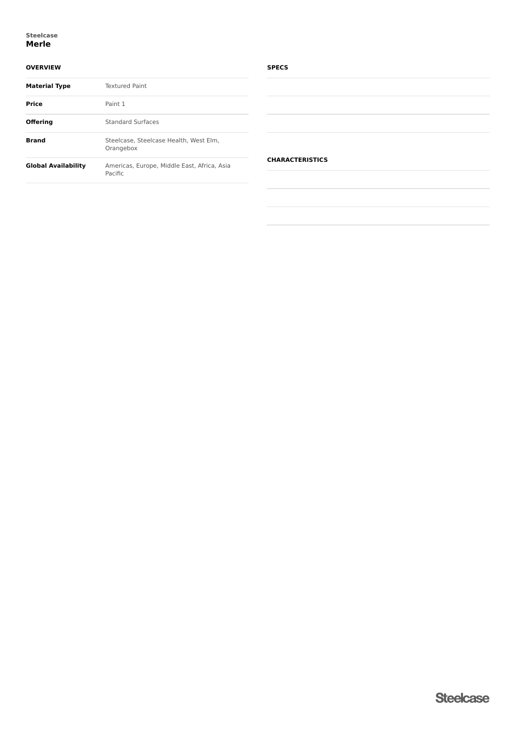Steelcase

# Merle

## OVERVIEW

| | |
|---|---|
| **Material Type** | Textured Paint |
| **Price** | Paint 1 |
| **Offering** | Standard Surfaces |
| **Brand** | Steelcase, Steelcase Health, West Elm, Orangebox |
| **Global Availability** | Americas, Europe, Middle East, Africa, Asia Pacific |

## SPECS

## CHARACTERISTICS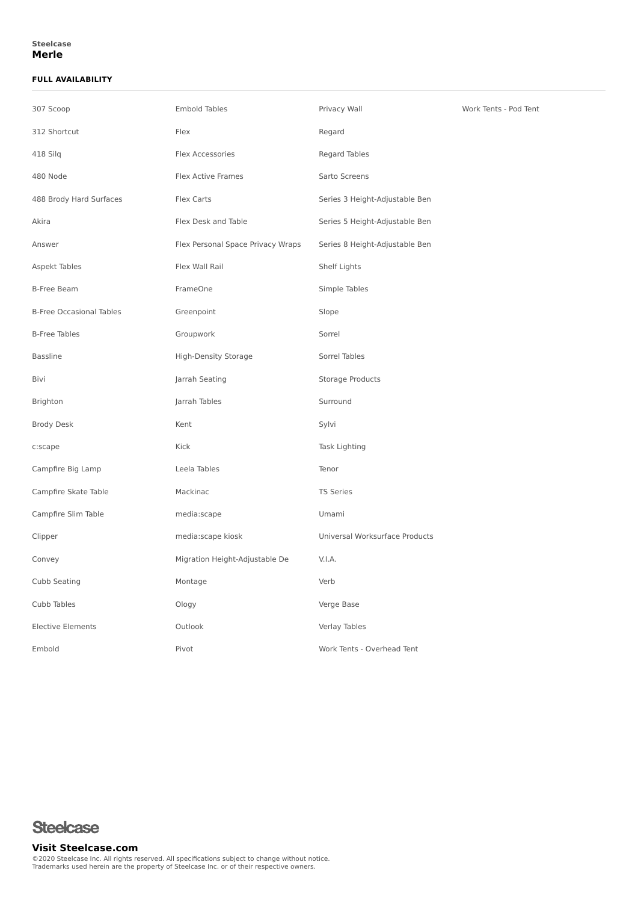Steelcase
**Merle**

**FULL AVAILABILITY**

- 307 Scoop
- 312 Shortcut
- 418 Silq
- 480 Node
- 488 Brody Hard Surfaces
- Akira
- Answer
- Aspekt Tables
- B-Free Beam
- B-Free Occasional Tables
- B-Free Tables
- Bassline
- Bivi
- Brighton
- Brody Desk
- c:scape
- Campfire Big Lamp
- Campfire Skate Table
- Campfire Slim Table
- Clipper
- Convey
- Cubb Seating
- Cubb Tables
- Elective Elements
- Embold
- Embold Tables
- Flex
- Flex Accessories
- Flex Active Frames
- Flex Carts
- Flex Desk and Table
- Flex Personal Space Privacy Wraps
- Flex Wall Rail
- FrameOne
- Greenpoint
- Groupwork
- High-Density Storage
- Jarrah Seating
- Jarrah Tables
- Kent
- Kick
- Leela Tables
- Mackinac
- media:scape
- media:scape kiosk
- Migration Height-Adjustable De
- Montage
- Ology
- Outlook
- Pivot
- Privacy Wall
- Regard
- Regard Tables
- Sarto Screens
- Series 3 Height-Adjustable Ben
- Series 5 Height-Adjustable Ben
- Series 8 Height-Adjustable Ben
- Shelf Lights
- Simple Tables
- Slope
- Sorrel
- Sorrel Tables
- Storage Products
- Surround
- Sylvi
- Task Lighting
- Tenor
- TS Series
- Umami
- Universal Worksurface Products
- V.I.A.
- Verb
- Verge Base
- Verlay Tables
- Work Tents - Overhead Tent
- Work Tents - Pod Tent

Steelcase

**Visit Steelcase.com**

©2020 Steelcase Inc. All rights reserved. All specifications subject to change without notice.
Trademarks used herein are the property of Steelcase Inc. or of their respective owners.